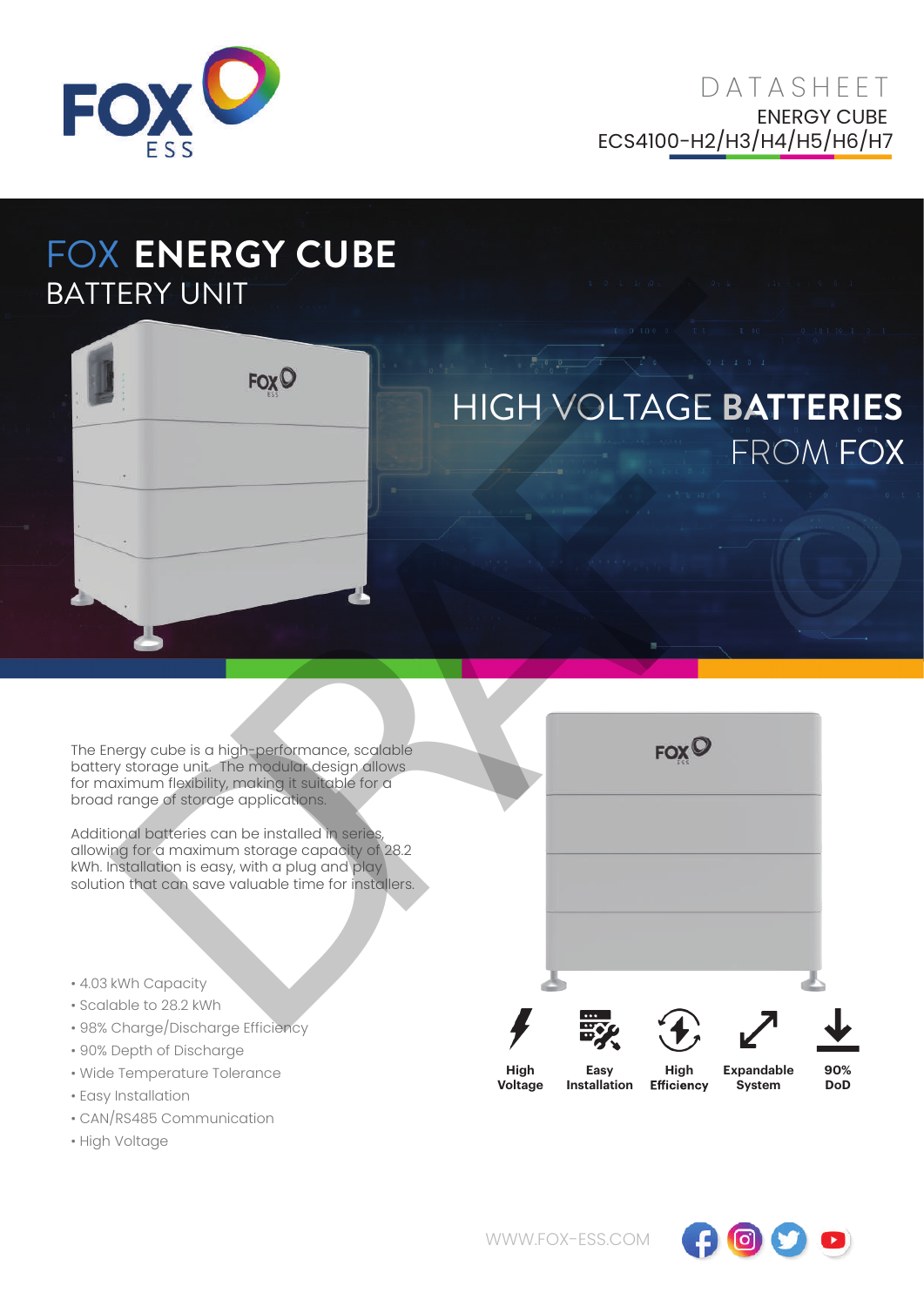DATASHEET

ENERGY CUBE

ECS4100-H2/H3/H4/H5/H6/H7

# FOX ENERGY CUBE

## BATTERY UNIT

## HIGH VOLTAGE BATTERIES FROM FOX

The Energy cube is a high-performance, scalable battery storage unit. The modular design allows for maximum flexibility, making it suitable for a broad range of storage applications.

Additional batteries can be installed in series, allowing for a maximum storage capacity of 28.2 kWh. Installation is easy, with a plug and play solution that can save valuable time for installers.

- 4.03 kWh Capacity
- Scalable to 28.2 kWh
- 98% Charge/Discharge Efficiency
- 90% Depth of Discharge
- Wide Temperature Tolerance
- Easy Installation
- CAN/RS485 Communication
- High Voltage

**High Voltage** | **Easy Installation** | **High Efficiency** | **Expandable System** | **90% DoD**

WWW.FOX-ESS.COM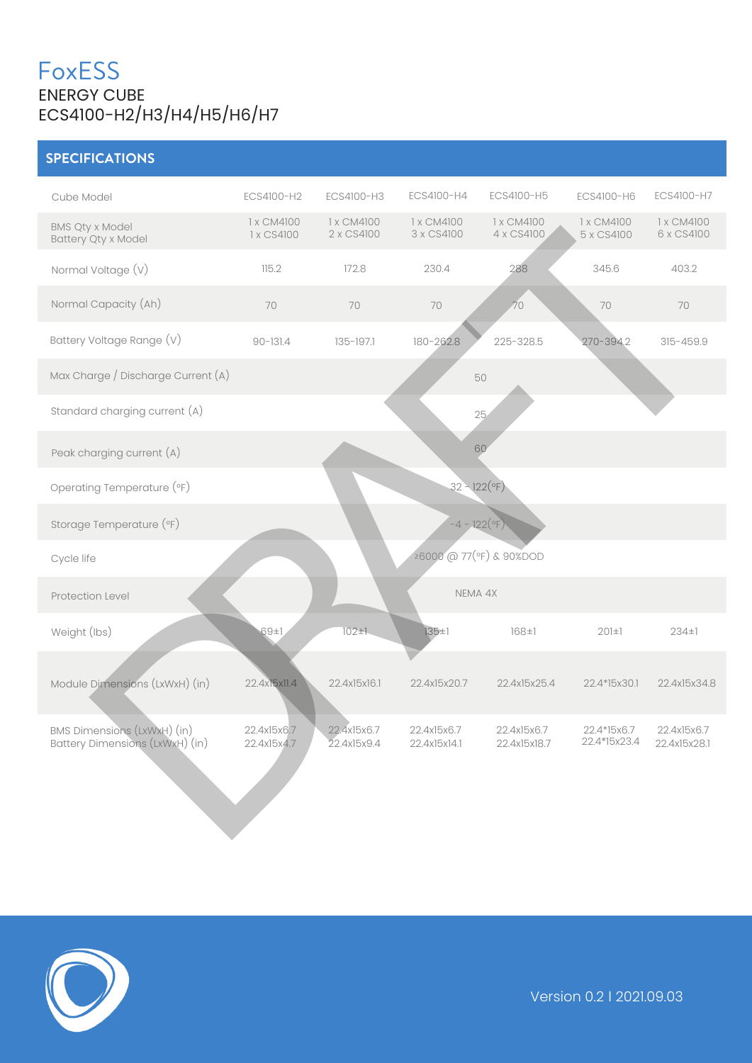# FoxESS

## ENERGY CUBE
## ECS4100-H2/H3/H4/H5/H6/H7

### SPECIFICATIONS

| Cube Model | ECS4100-H2 | ECS4100-H3 | ECS4100-H4 | ECS4100-H5 | ECS4100-H6 | ECS4100-H7 |
|---|---|---|---|---|---|---|
| BMS Qty x Model<br>Battery Qty x Model | 1 x CM4100<br>1 x CS4100 | 1 x CM4100<br>2 x CS4100 | 1 x CM4100<br>3 x CS4100 | 1 x CM4100<br>4 x CS4100 | 1 x CM4100<br>5 x CS4100 | 1 x CM4100<br>6 x CS4100 |
| Normal Voltage (V) | 115.2 | 172.8 | 230.4 | 288 | 345.6 | 403.2 |
| Normal Capacity (Ah) | 70 | 70 | 70 | 70 | 70 | 70 |
| Battery Voltage Range (V) | 90-131.4 | 135-197.1 | 180-262.8 | 225-328.5 | 270-394.2 | 315-459.9 |
| Max Charge / Discharge Current (A) | 50 | | | | | |
| Standard charging current (A) | 25 | | | | | |
| Peak charging current (A) | 60 | | | | | |
| Operating Temperature (°F) | 32 - 122(°F) | | | | | |
| Storage Temperature (°F) | -4 - 122(°F) | | | | | |
| Cycle life | ≥6000 @ 77(°F) & 90%DOD | | | | | |
| Protection Level | NEMA 4X | | | | | |
| Weight (lbs) | 69±1 | 102±1 | 135±1 | 168±1 | 201±1 | 234±1 |
| Module Dimensions (LxWxH) (in) | 22.4x15x11.4 | 22.4x15x16.1 | 22.4x15x20.7 | 22.4x15x25.4 | 22.4*15x30.1 | 22.4x15x34.8 |
| BMS Dimensions (LxWxH) (in)<br>Battery Dimensions (LxWxH) (in) | 22.4x15x6.7<br>22.4x15x4.7 | 22.4x15x6.7<br>22.4x15x9.4 | 22.4x15x6.7<br>22.4x15x14.1 | 22.4x15x6.7<br>22.4x15x18.7 | 22.4*15x6.7<br>22.4*15x23.4 | 22.4x15x6.7<br>22.4x15x28.1 |

Version 0.2 I 2021.09.03